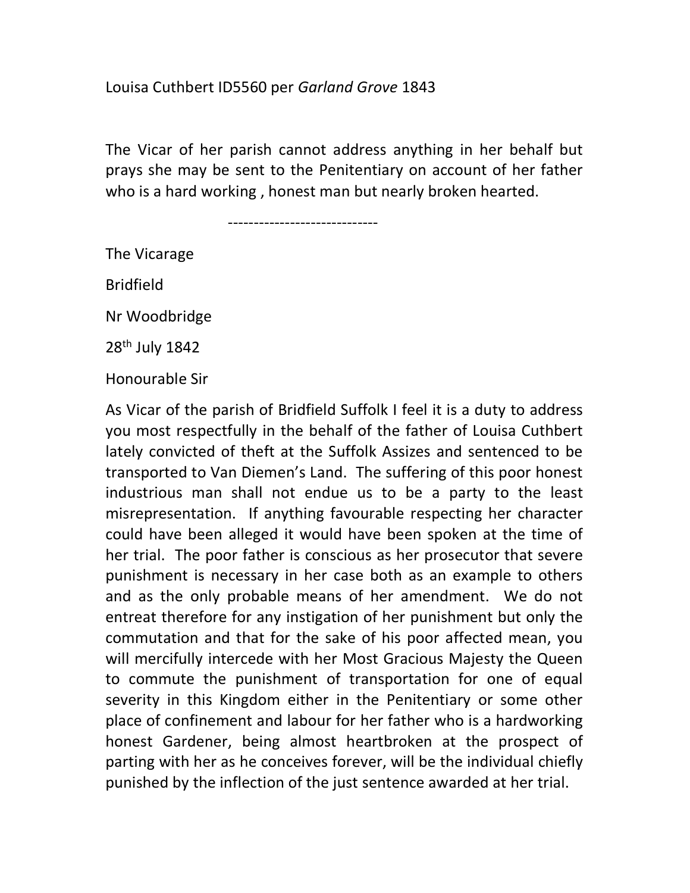Louisa Cuthbert ID5560 per *Garland Grove* 1843

The Vicar of her parish cannot address anything in her behalf but prays she may be sent to the Penitentiary on account of her father who is a hard working , honest man but nearly broken hearted.

-----------------------------

The Vicarage

Bridfield

Nr Woodbridge

28th July 1842

Honourable Sir

As Vicar of the parish of Bridfield Suffolk I feel it is a duty to address you most respectfully in the behalf of the father of Louisa Cuthbert lately convicted of theft at the Suffolk Assizes and sentenced to be transported to Van Diemen's Land. The suffering of this poor honest industrious man shall not endue us to be a party to the least misrepresentation. If anything favourable respecting her character could have been alleged it would have been spoken at the time of her trial. The poor father is conscious as her prosecutor that severe punishment is necessary in her case both as an example to others and as the only probable means of her amendment. We do not entreat therefore for any instigation of her punishment but only the commutation and that for the sake of his poor affected mean, you will mercifully intercede with her Most Gracious Majesty the Queen to commute the punishment of transportation for one of equal severity in this Kingdom either in the Penitentiary or some other place of confinement and labour for her father who is a hardworking honest Gardener, being almost heartbroken at the prospect of parting with her as he conceives forever, will be the individual chiefly punished by the inflection of the just sentence awarded at her trial.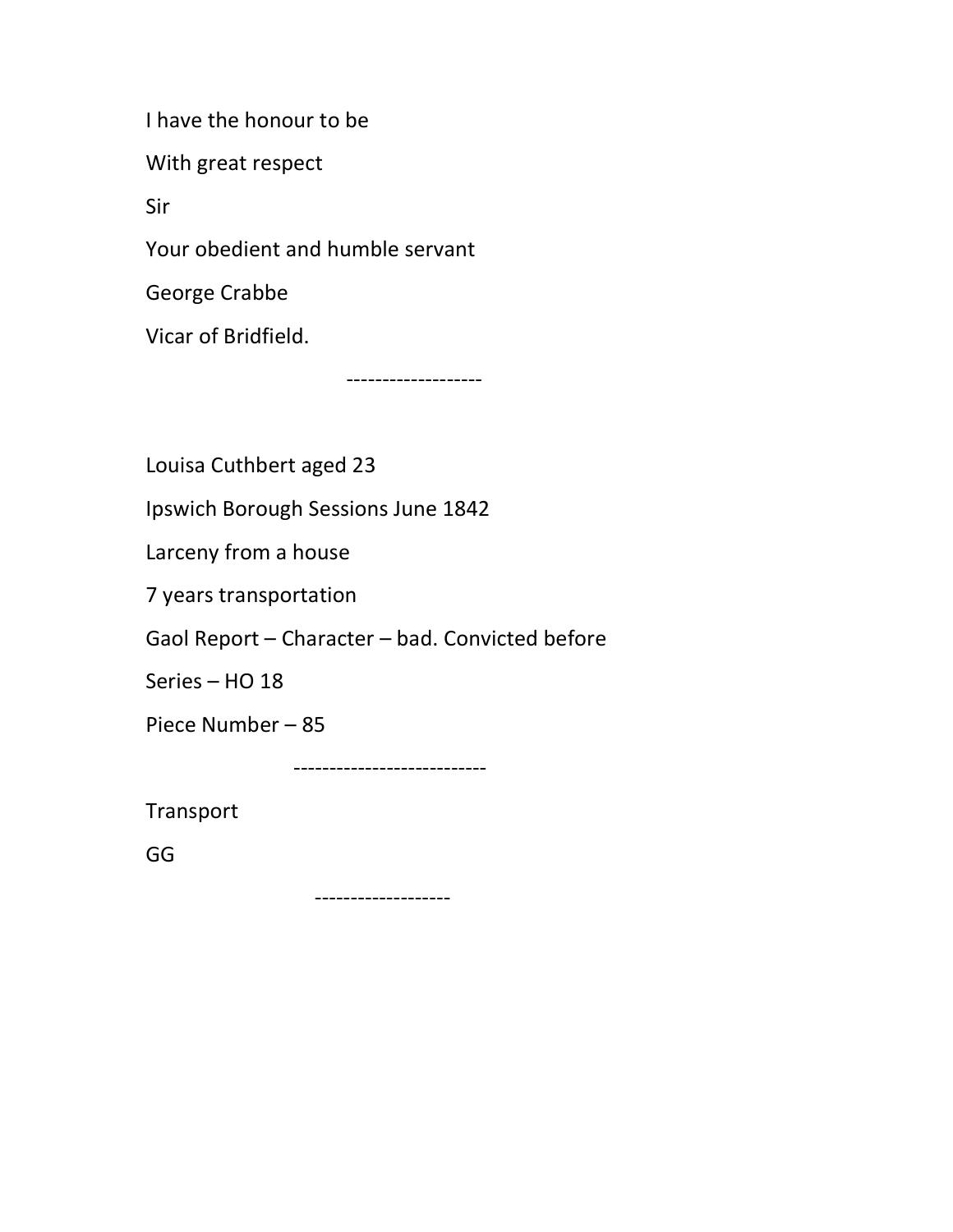I have the honour to be

With great respect

Sir

Your obedient and humble servant

George Crabbe

Vicar of Bridfield.

-------------------

Louisa Cuthbert aged 23

Ipswich Borough Sessions June 1842

Larceny from a house

7 years transportation

Gaol Report – Character – bad. Convicted before

Series – HO 18

Piece Number – 85

---------------------------

Transport

GG

-------------------